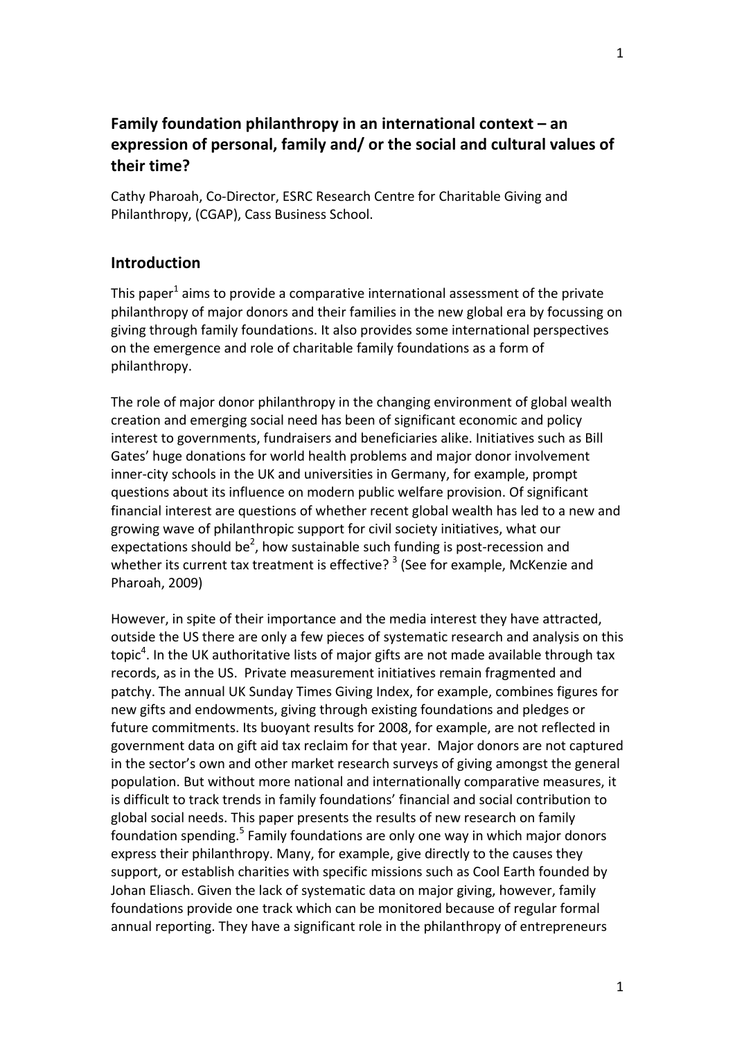# Family foundation philanthropy in an international context – an expression of personal, family and/ or the social and cultural values of their time?

Cathy Pharoah, Co-Director, ESRC Research Centre for Charitable Giving and Philanthropy, (CGAP), Cass Business School.

## Introduction

This paper[1] aims to provide a comparative international assessment of the private philanthropy of major donors and their families in the new global era by focussing on giving through family foundations. It also provides some international perspectives on the emergence and role of charitable family foundations as a form of philanthropy.

The role of major donor philanthropy in the changing environment of global wealth creation and emerging social need has been of significant economic and policy interest to governments, fundraisers and beneficiaries alike. Initiatives such as Bill Gates' huge donations for world health problems and major donor involvement inner-city schools in the UK and universities in Germany, for example, prompt questions about its influence on modern public welfare provision. Of significant financial interest are questions of whether recent global wealth has led to a new and growing wave of philanthropic support for civil society initiatives, what our expectations should be[2], how sustainable such funding is post-recession and whether its current tax treatment is effective? [3] (See for example, McKenzie and Pharoah, 2009)

However, in spite of their importance and the media interest they have attracted, outside the US there are only a few pieces of systematic research and analysis on this topic[4]. In the UK authoritative lists of major gifts are not made available through tax records, as in the US. Private measurement initiatives remain fragmented and patchy. The annual UK Sunday Times Giving Index, for example, combines figures for new gifts and endowments, giving through existing foundations and pledges or future commitments. Its buoyant results for 2008, for example, are not reflected in government data on gift aid tax reclaim for that year. Major donors are not captured in the sector's own and other market research surveys of giving amongst the general population. But without more national and internationally comparative measures, it is difficult to track trends in family foundations' financial and social contribution to global social needs. This paper presents the results of new research on family foundation spending.[5] Family foundations are only one way in which major donors express their philanthropy. Many, for example, give directly to the causes they support, or establish charities with specific missions such as Cool Earth founded by Johan Eliasch. Given the lack of systematic data on major giving, however, family foundations provide one track which can be monitored because of regular formal annual reporting. They have a significant role in the philanthropy of entrepreneurs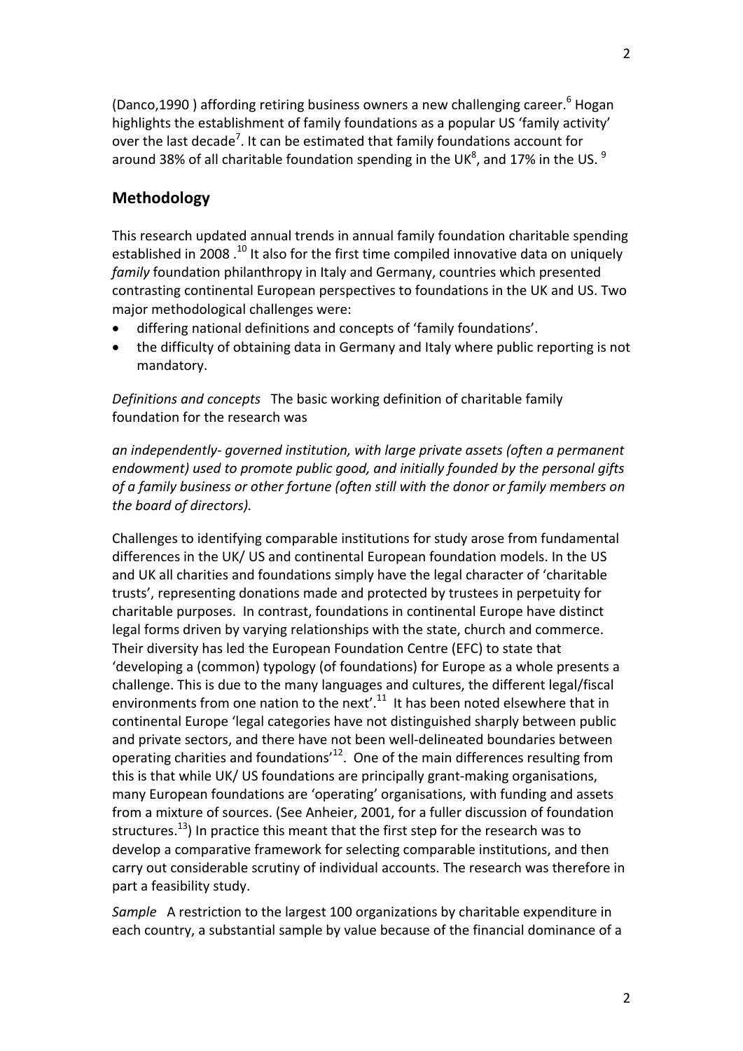(Danco,1990 ) affording retiring business owners a new challenging career.[6] Hogan highlights the establishment of family foundations as a popular US 'family activity' over the last decade[7]. It can be estimated that family foundations account for around 38% of all charitable foundation spending in the UK[8], and 17% in the US. [9]

## Methodology

This research updated annual trends in annual family foundation charitable spending established in 2008 .[10] It also for the first time compiled innovative data on uniquely *family* foundation philanthropy in Italy and Germany, countries which presented contrasting continental European perspectives to foundations in the UK and US. Two major methodological challenges were:

- differing national definitions and concepts of 'family foundations'.
- the difficulty of obtaining data in Germany and Italy where public reporting is not mandatory.

*Definitions and concepts* The basic working definition of charitable family foundation for the research was

*an independently- governed institution, with large private assets (often a permanent endowment) used to promote public good, and initially founded by the personal gifts of a family business or other fortune (often still with the donor or family members on the board of directors).*

Challenges to identifying comparable institutions for study arose from fundamental differences in the UK/ US and continental European foundation models. In the US and UK all charities and foundations simply have the legal character of 'charitable trusts', representing donations made and protected by trustees in perpetuity for charitable purposes. In contrast, foundations in continental Europe have distinct legal forms driven by varying relationships with the state, church and commerce. Their diversity has led the European Foundation Centre (EFC) to state that 'developing a (common) typology (of foundations) for Europe as a whole presents a challenge. This is due to the many languages and cultures, the different legal/fiscal environments from one nation to the next'.[11] It has been noted elsewhere that in continental Europe 'legal categories have not distinguished sharply between public and private sectors, and there have not been well-delineated boundaries between operating charities and foundations'[12]. One of the main differences resulting from this is that while UK/ US foundations are principally grant-making organisations, many European foundations are 'operating' organisations, with funding and assets from a mixture of sources. (See Anheier, 2001, for a fuller discussion of foundation structures.[13]) In practice this meant that the first step for the research was to develop a comparative framework for selecting comparable institutions, and then carry out considerable scrutiny of individual accounts. The research was therefore in part a feasibility study.

*Sample* A restriction to the largest 100 organizations by charitable expenditure in each country, a substantial sample by value because of the financial dominance of a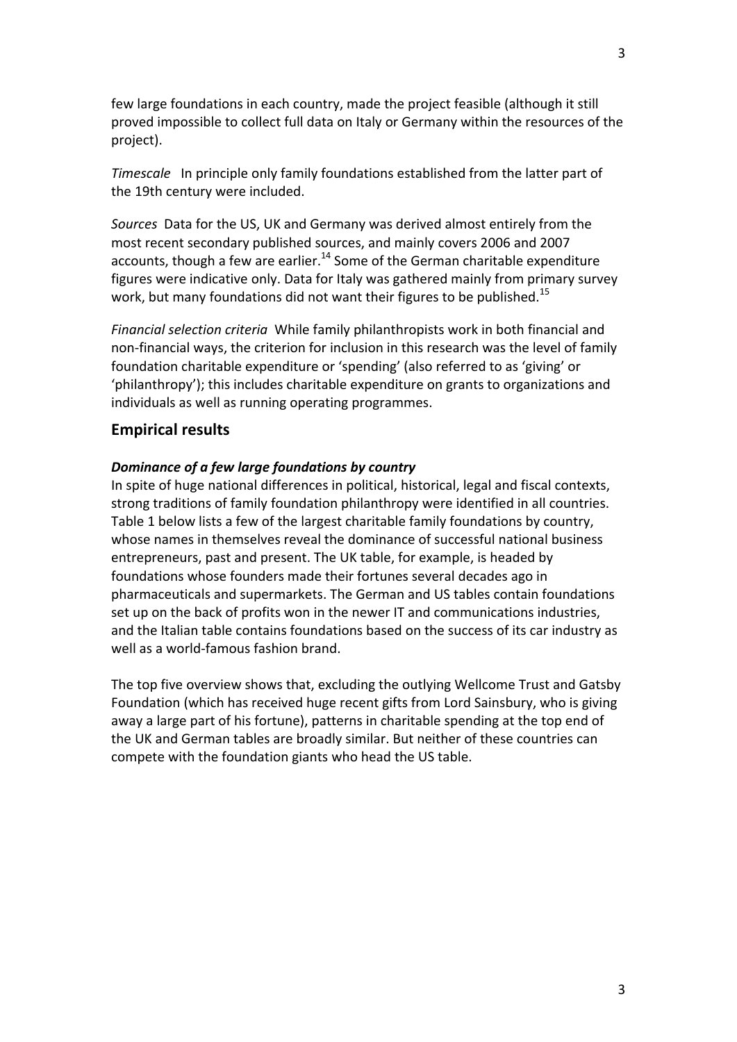few large foundations in each country, made the project feasible (although it still proved impossible to collect full data on Italy or Germany within the resources of the project).

*Timescale* In principle only family foundations established from the latter part of the 19th century were included.

*Sources* Data for the US, UK and Germany was derived almost entirely from the most recent secondary published sources, and mainly covers 2006 and 2007 accounts, though a few are earlier.[14] Some of the German charitable expenditure figures were indicative only. Data for Italy was gathered mainly from primary survey work, but many foundations did not want their figures to be published.[15]

*Financial selection criteria* While family philanthropists work in both financial and non-financial ways, the criterion for inclusion in this research was the level of family foundation charitable expenditure or 'spending' (also referred to as 'giving' or 'philanthropy'); this includes charitable expenditure on grants to organizations and individuals as well as running operating programmes.

## Empirical results

***Dominance of a few large foundations by country***

In spite of huge national differences in political, historical, legal and fiscal contexts, strong traditions of family foundation philanthropy were identified in all countries. Table 1 below lists a few of the largest charitable family foundations by country, whose names in themselves reveal the dominance of successful national business entrepreneurs, past and present. The UK table, for example, is headed by foundations whose founders made their fortunes several decades ago in pharmaceuticals and supermarkets. The German and US tables contain foundations set up on the back of profits won in the newer IT and communications industries, and the Italian table contains foundations based on the success of its car industry as well as a world-famous fashion brand.

The top five overview shows that, excluding the outlying Wellcome Trust and Gatsby Foundation (which has received huge recent gifts from Lord Sainsbury, who is giving away a large part of his fortune), patterns in charitable spending at the top end of the UK and German tables are broadly similar. But neither of these countries can compete with the foundation giants who head the US table.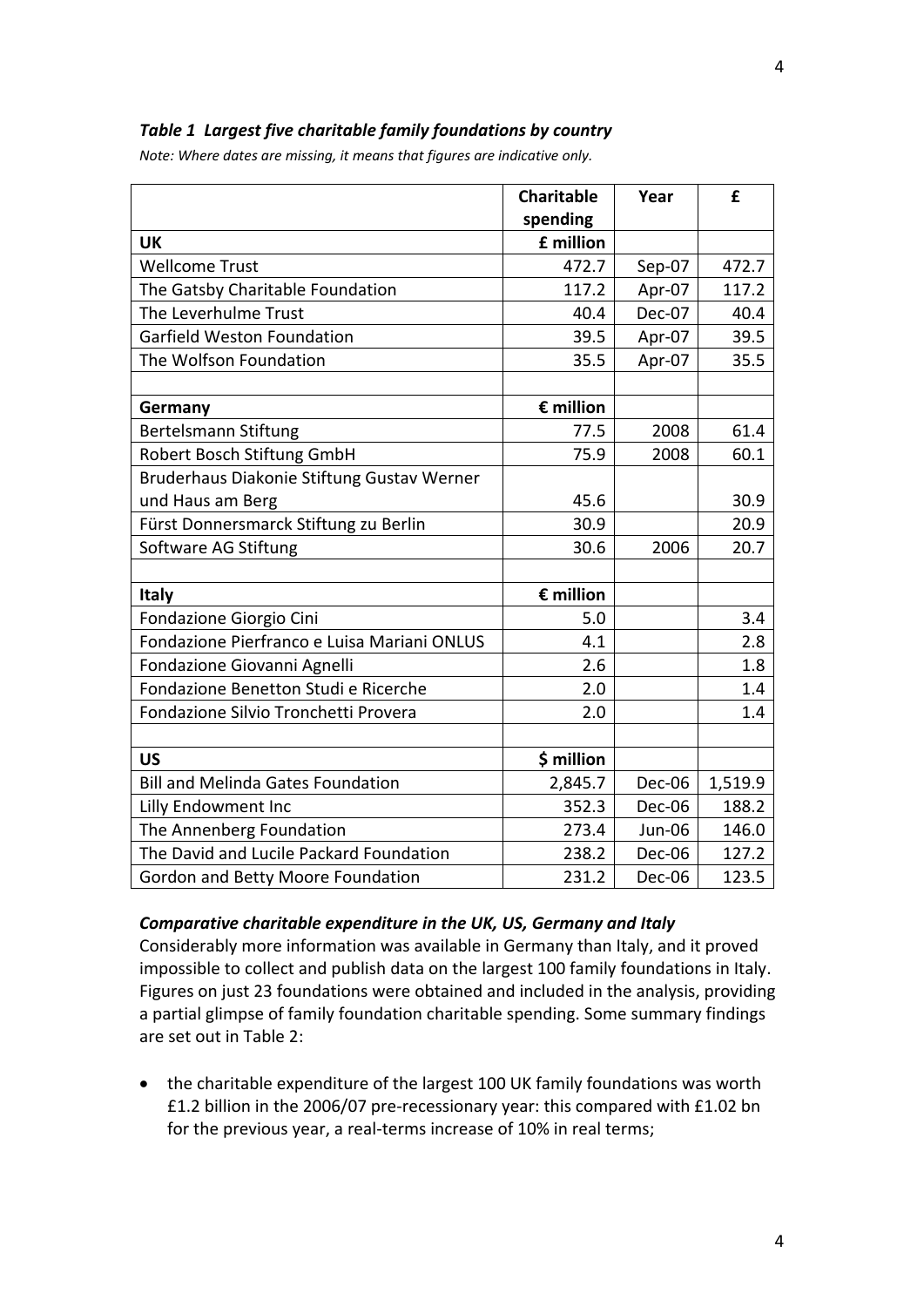*Table 1 Largest five charitable family foundations by country*

*Note: Where dates are missing, it means that figures are indicative only.*

| | Charitable spending | Year | £ |
|---|---|---|---|
| **UK** | **£ million** | | |
| Wellcome Trust | 472.7 | Sep-07 | 472.7 |
| The Gatsby Charitable Foundation | 117.2 | Apr-07 | 117.2 |
| The Leverhulme Trust | 40.4 | Dec-07 | 40.4 |
| Garfield Weston Foundation | 39.5 | Apr-07 | 39.5 |
| The Wolfson Foundation | 35.5 | Apr-07 | 35.5 |
| | | | |
| **Germany** | **€ million** | | |
| Bertelsmann Stiftung | 77.5 | 2008 | 61.4 |
| Robert Bosch Stiftung GmbH | 75.9 | 2008 | 60.1 |
| Bruderhaus Diakonie Stiftung Gustav Werner und Haus am Berg | 45.6 | | 30.9 |
| Fürst Donnersmarck Stiftung zu Berlin | 30.9 | | 20.9 |
| Software AG Stiftung | 30.6 | 2006 | 20.7 |
| | | | |
| **Italy** | **€ million** | | |
| Fondazione Giorgio Cini | 5.0 | | 3.4 |
| Fondazione Pierfranco e Luisa Mariani ONLUS | 4.1 | | 2.8 |
| Fondazione Giovanni Agnelli | 2.6 | | 1.8 |
| Fondazione Benetton Studi e Ricerche | 2.0 | | 1.4 |
| Fondazione Silvio Tronchetti Provera | 2.0 | | 1.4 |
| | | | |
| **US** | **$ million** | | |
| Bill and Melinda Gates Foundation | 2,845.7 | Dec-06 | 1,519.9 |
| Lilly Endowment Inc | 352.3 | Dec-06 | 188.2 |
| The Annenberg Foundation | 273.4 | Jun-06 | 146.0 |
| The David and Lucile Packard Foundation | 238.2 | Dec-06 | 127.2 |
| Gordon and Betty Moore Foundation | 231.2 | Dec-06 | 123.5 |

***Comparative charitable expenditure in the UK, US, Germany and Italy***

Considerably more information was available in Germany than Italy, and it proved impossible to collect and publish data on the largest 100 family foundations in Italy. Figures on just 23 foundations were obtained and included in the analysis, providing a partial glimpse of family foundation charitable spending. Some summary findings are set out in Table 2:

- the charitable expenditure of the largest 100 UK family foundations was worth £1.2 billion in the 2006/07 pre-recessionary year: this compared with £1.02 bn for the previous year, a real-terms increase of 10% in real terms;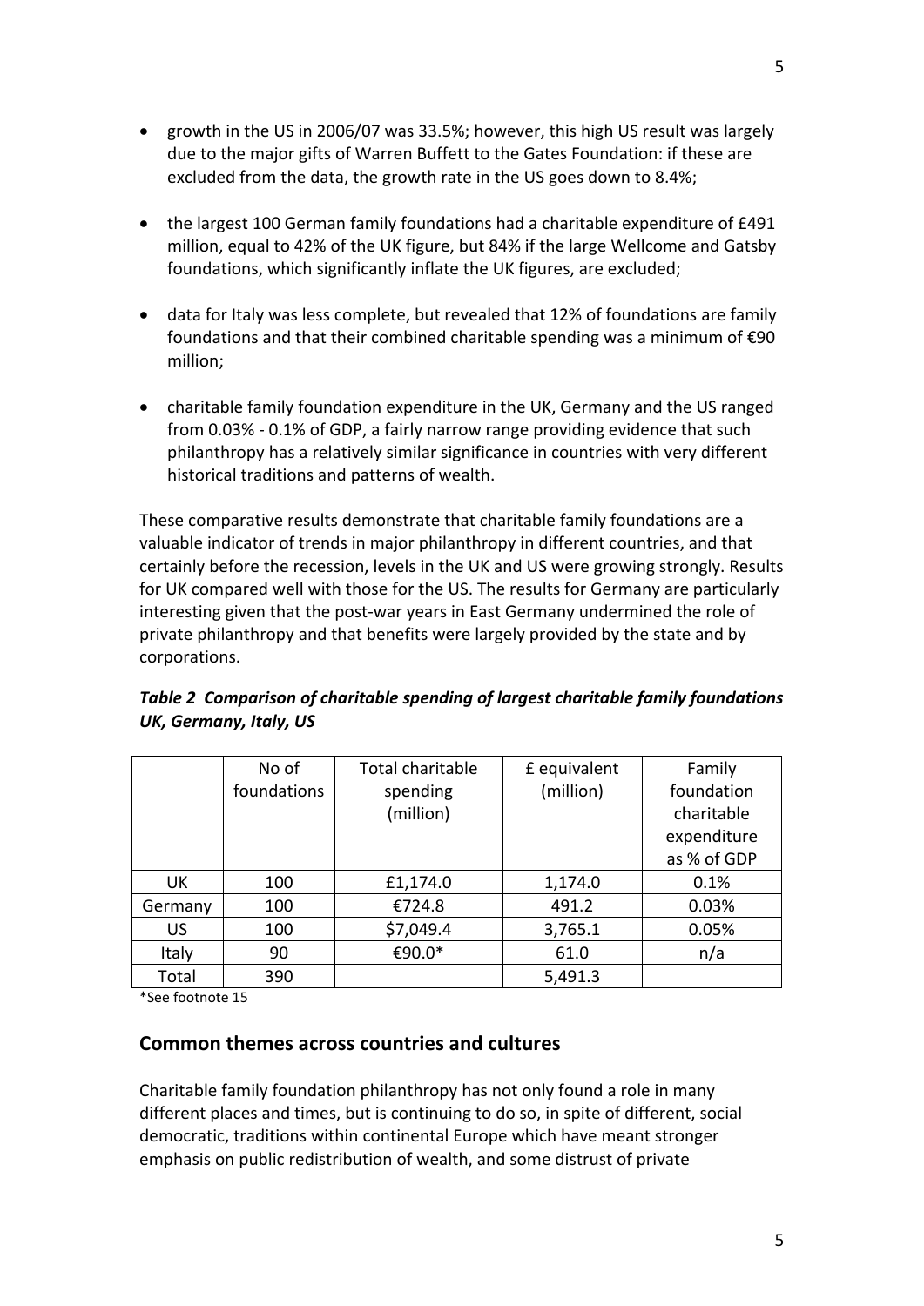- growth in the US in 2006/07 was 33.5%; however, this high US result was largely due to the major gifts of Warren Buffett to the Gates Foundation: if these are excluded from the data, the growth rate in the US goes down to 8.4%;

- the largest 100 German family foundations had a charitable expenditure of £491 million, equal to 42% of the UK figure, but 84% if the large Wellcome and Gatsby foundations, which significantly inflate the UK figures, are excluded;

- data for Italy was less complete, but revealed that 12% of foundations are family foundations and that their combined charitable spending was a minimum of €90 million;

- charitable family foundation expenditure in the UK, Germany and the US ranged from 0.03% - 0.1% of GDP, a fairly narrow range providing evidence that such philanthropy has a relatively similar significance in countries with very different historical traditions and patterns of wealth.

These comparative results demonstrate that charitable family foundations are a valuable indicator of trends in major philanthropy in different countries, and that certainly before the recession, levels in the UK and US were growing strongly. Results for UK compared well with those for the US. The results for Germany are particularly interesting given that the post-war years in East Germany undermined the role of private philanthropy and that benefits were largely provided by the state and by corporations.

***Table 2 Comparison of charitable spending of largest charitable family foundations UK, Germany, Italy, US***

| | No of foundations | Total charitable spending (million) | £ equivalent (million) | Family foundation charitable expenditure as % of GDP |
|---|---|---|---|---|
| UK | 100 | £1,174.0 | 1,174.0 | 0.1% |
| Germany | 100 | €724.8 | 491.2 | 0.03% |
| US | 100 | $7,049.4 | 3,765.1 | 0.05% |
| Italy | 90 | €90.0* | 61.0 | n/a |
| Total | 390 | | 5,491.3 | |

*See footnote 15

## Common themes across countries and cultures

Charitable family foundation philanthropy has not only found a role in many different places and times, but is continuing to do so, in spite of different, social democratic, traditions within continental Europe which have meant stronger emphasis on public redistribution of wealth, and some distrust of private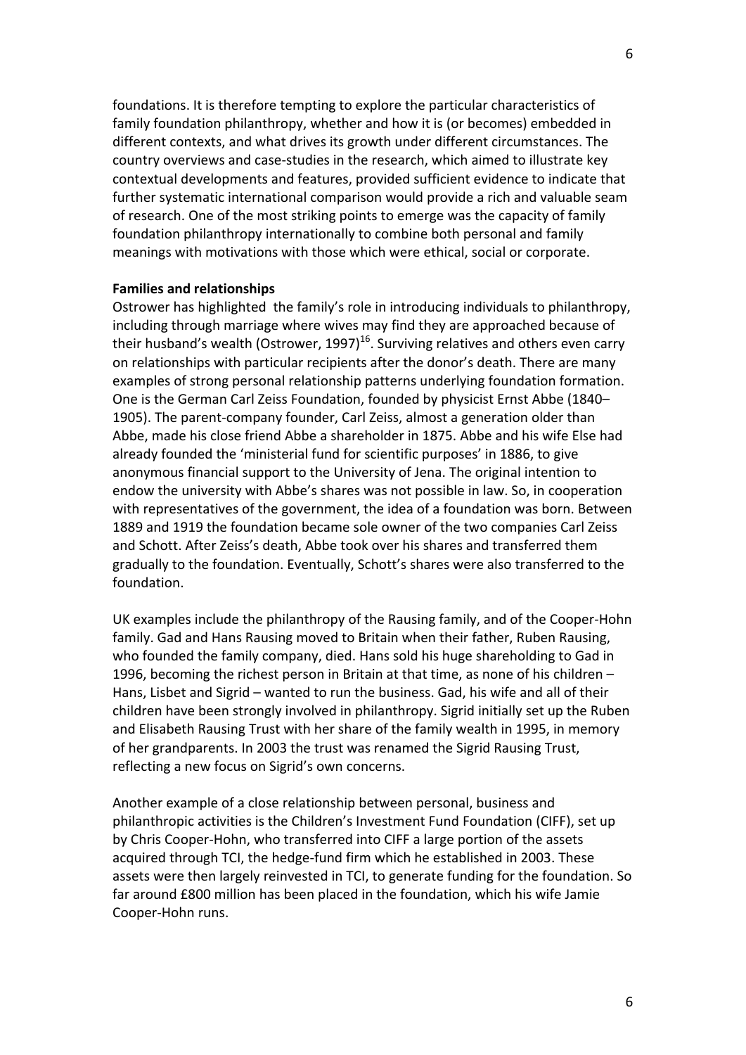foundations. It is therefore tempting to explore the particular characteristics of family foundation philanthropy, whether and how it is (or becomes) embedded in different contexts, and what drives its growth under different circumstances. The country overviews and case-studies in the research, which aimed to illustrate key contextual developments and features, provided sufficient evidence to indicate that further systematic international comparison would provide a rich and valuable seam of research. One of the most striking points to emerge was the capacity of family foundation philanthropy internationally to combine both personal and family meanings with motivations with those which were ethical, social or corporate.

**Families and relationships**

Ostrower has highlighted the family's role in introducing individuals to philanthropy, including through marriage where wives may find they are approached because of their husband's wealth (Ostrower, 1997)[16]. Surviving relatives and others even carry on relationships with particular recipients after the donor's death. There are many examples of strong personal relationship patterns underlying foundation formation. One is the German Carl Zeiss Foundation, founded by physicist Ernst Abbe (1840–1905). The parent-company founder, Carl Zeiss, almost a generation older than Abbe, made his close friend Abbe a shareholder in 1875. Abbe and his wife Else had already founded the 'ministerial fund for scientific purposes' in 1886, to give anonymous financial support to the University of Jena. The original intention to endow the university with Abbe's shares was not possible in law. So, in cooperation with representatives of the government, the idea of a foundation was born. Between 1889 and 1919 the foundation became sole owner of the two companies Carl Zeiss and Schott. After Zeiss's death, Abbe took over his shares and transferred them gradually to the foundation. Eventually, Schott's shares were also transferred to the foundation.

UK examples include the philanthropy of the Rausing family, and of the Cooper-Hohn family. Gad and Hans Rausing moved to Britain when their father, Ruben Rausing, who founded the family company, died. Hans sold his huge shareholding to Gad in 1996, becoming the richest person in Britain at that time, as none of his children – Hans, Lisbet and Sigrid – wanted to run the business. Gad, his wife and all of their children have been strongly involved in philanthropy. Sigrid initially set up the Ruben and Elisabeth Rausing Trust with her share of the family wealth in 1995, in memory of her grandparents. In 2003 the trust was renamed the Sigrid Rausing Trust, reflecting a new focus on Sigrid's own concerns.

Another example of a close relationship between personal, business and philanthropic activities is the Children's Investment Fund Foundation (CIFF), set up by Chris Cooper-Hohn, who transferred into CIFF a large portion of the assets acquired through TCI, the hedge-fund firm which he established in 2003. These assets were then largely reinvested in TCI, to generate funding for the foundation. So far around £800 million has been placed in the foundation, which his wife Jamie Cooper-Hohn runs.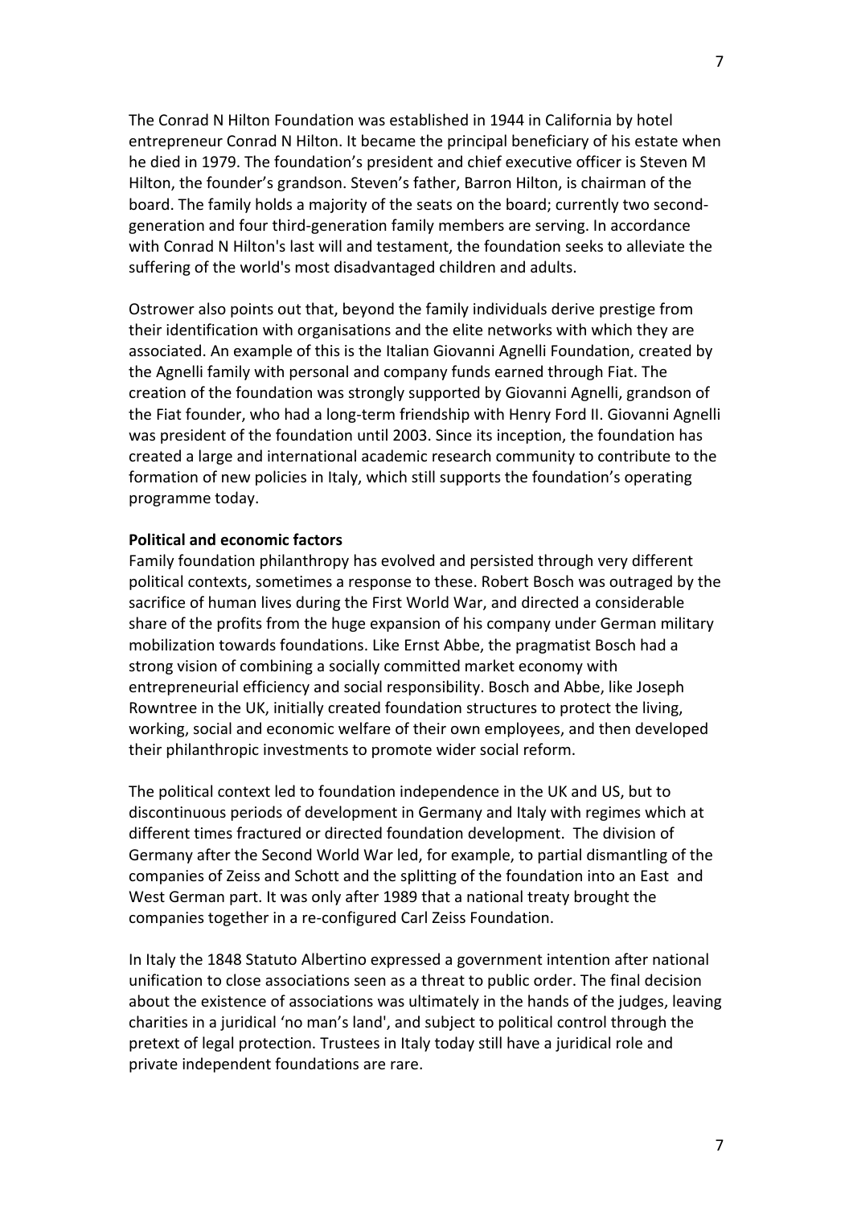The Conrad N Hilton Foundation was established in 1944 in California by hotel entrepreneur Conrad N Hilton. It became the principal beneficiary of his estate when he died in 1979. The foundation's president and chief executive officer is Steven M Hilton, the founder's grandson. Steven's father, Barron Hilton, is chairman of the board. The family holds a majority of the seats on the board; currently two second-generation and four third-generation family members are serving. In accordance with Conrad N Hilton's last will and testament, the foundation seeks to alleviate the suffering of the world's most disadvantaged children and adults.

Ostrower also points out that, beyond the family individuals derive prestige from their identification with organisations and the elite networks with which they are associated. An example of this is the Italian Giovanni Agnelli Foundation, created by the Agnelli family with personal and company funds earned through Fiat. The creation of the foundation was strongly supported by Giovanni Agnelli, grandson of the Fiat founder, who had a long-term friendship with Henry Ford II. Giovanni Agnelli was president of the foundation until 2003. Since its inception, the foundation has created a large and international academic research community to contribute to the formation of new policies in Italy, which still supports the foundation's operating programme today.

**Political and economic factors**

Family foundation philanthropy has evolved and persisted through very different political contexts, sometimes a response to these. Robert Bosch was outraged by the sacrifice of human lives during the First World War, and directed a considerable share of the profits from the huge expansion of his company under German military mobilization towards foundations. Like Ernst Abbe, the pragmatist Bosch had a strong vision of combining a socially committed market economy with entrepreneurial efficiency and social responsibility. Bosch and Abbe, like Joseph Rowntree in the UK, initially created foundation structures to protect the living, working, social and economic welfare of their own employees, and then developed their philanthropic investments to promote wider social reform.

The political context led to foundation independence in the UK and US, but to discontinuous periods of development in Germany and Italy with regimes which at different times fractured or directed foundation development. The division of Germany after the Second World War led, for example, to partial dismantling of the companies of Zeiss and Schott and the splitting of the foundation into an East and West German part. It was only after 1989 that a national treaty brought the companies together in a re-configured Carl Zeiss Foundation.

In Italy the 1848 Statuto Albertino expressed a government intention after national unification to close associations seen as a threat to public order. The final decision about the existence of associations was ultimately in the hands of the judges, leaving charities in a juridical 'no man's land', and subject to political control through the pretext of legal protection. Trustees in Italy today still have a juridical role and private independent foundations are rare.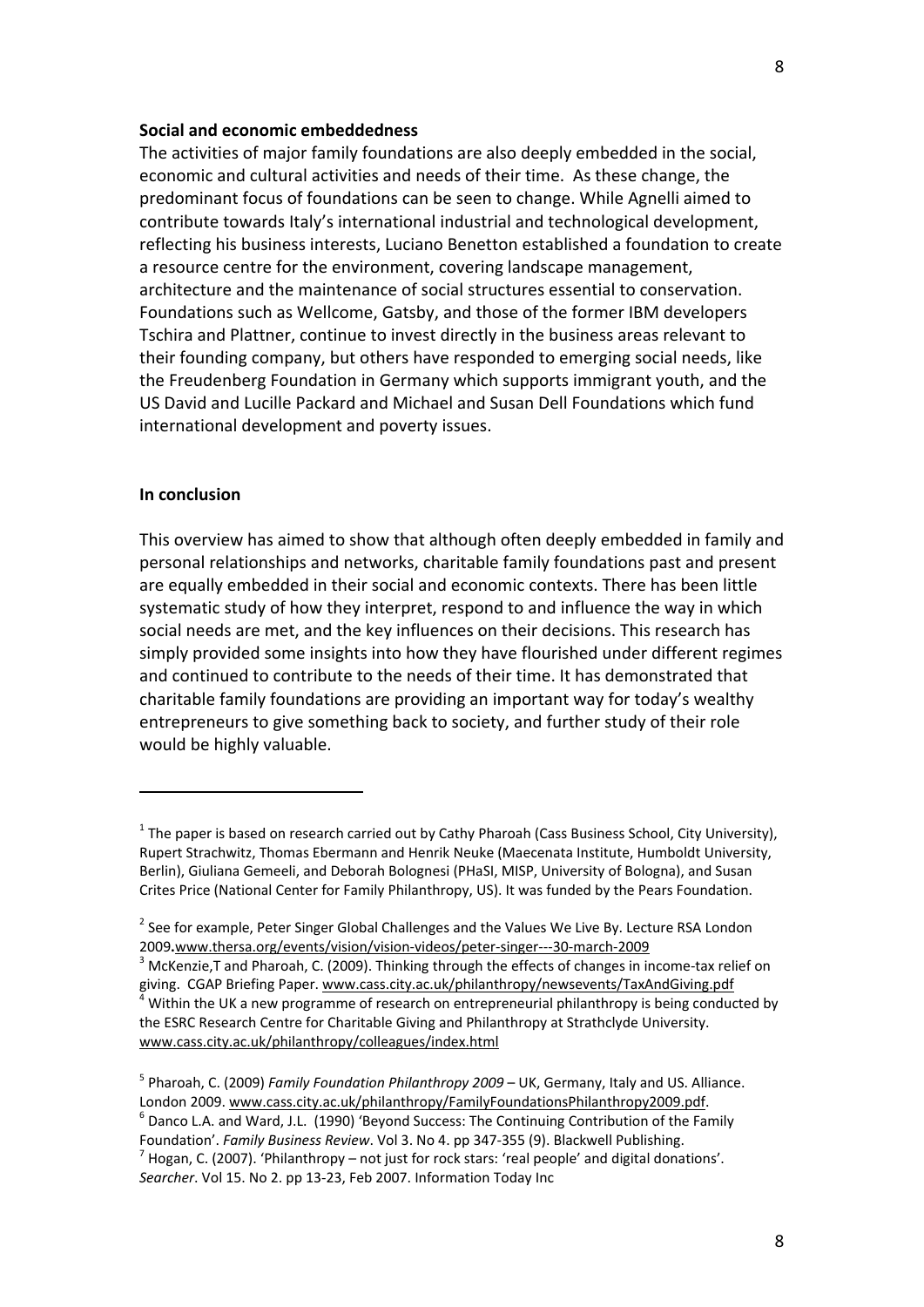**Social and economic embeddedness**

The activities of major family foundations are also deeply embedded in the social, economic and cultural activities and needs of their time. As these change, the predominant focus of foundations can be seen to change. While Agnelli aimed to contribute towards Italy's international industrial and technological development, reflecting his business interests, Luciano Benetton established a foundation to create a resource centre for the environment, covering landscape management, architecture and the maintenance of social structures essential to conservation. Foundations such as Wellcome, Gatsby, and those of the former IBM developers Tschira and Plattner, continue to invest directly in the business areas relevant to their founding company, but others have responded to emerging social needs, like the Freudenberg Foundation in Germany which supports immigrant youth, and the US David and Lucille Packard and Michael and Susan Dell Foundations which fund international development and poverty issues.

**In conclusion**

This overview has aimed to show that although often deeply embedded in family and personal relationships and networks, charitable family foundations past and present are equally embedded in their social and economic contexts. There has been little systematic study of how they interpret, respond to and influence the way in which social needs are met, and the key influences on their decisions. This research has simply provided some insights into how they have flourished under different regimes and continued to contribute to the needs of their time. It has demonstrated that charitable family foundations are providing an important way for today's wealthy entrepreneurs to give something back to society, and further study of their role would be highly valuable.

---

[1] The paper is based on research carried out by Cathy Pharoah (Cass Business School, City University), Rupert Strachwitz, Thomas Ebermann and Henrik Neuke (Maecenata Institute, Humboldt University, Berlin), Giuliana Gemeeli, and Deborah Bolognesi (PHaSI, MISP, University of Bologna), and Susan Crites Price (National Center for Family Philanthropy, US). It was funded by the Pears Foundation.

[2] See for example, Peter Singer Global Challenges and the Values We Live By. Lecture RSA London 2009.www.thersa.org/events/vision/vision-videos/peter-singer---30-march-2009

[3] McKenzie,T and Pharoah, C. (2009). Thinking through the effects of changes in income-tax relief on giving. CGAP Briefing Paper. www.cass.city.ac.uk/philanthropy/newsevents/TaxAndGiving.pdf

[4] Within the UK a new programme of research on entrepreneurial philanthropy is being conducted by the ESRC Research Centre for Charitable Giving and Philanthropy at Strathclyde University. www.cass.city.ac.uk/philanthropy/colleagues/index.html

[5] Pharoah, C. (2009) *Family Foundation Philanthropy 2009* – UK, Germany, Italy and US. Alliance. London 2009. www.cass.city.ac.uk/philanthropy/FamilyFoundationsPhilanthropy2009.pdf.

[6] Danco L.A. and Ward, J.L. (1990) 'Beyond Success: The Continuing Contribution of the Family Foundation'. *Family Business Review*. Vol 3. No 4. pp 347-355 (9). Blackwell Publishing.

[7] Hogan, C. (2007). 'Philanthropy – not just for rock stars: 'real people' and digital donations'. *Searcher*. Vol 15. No 2. pp 13-23, Feb 2007. Information Today Inc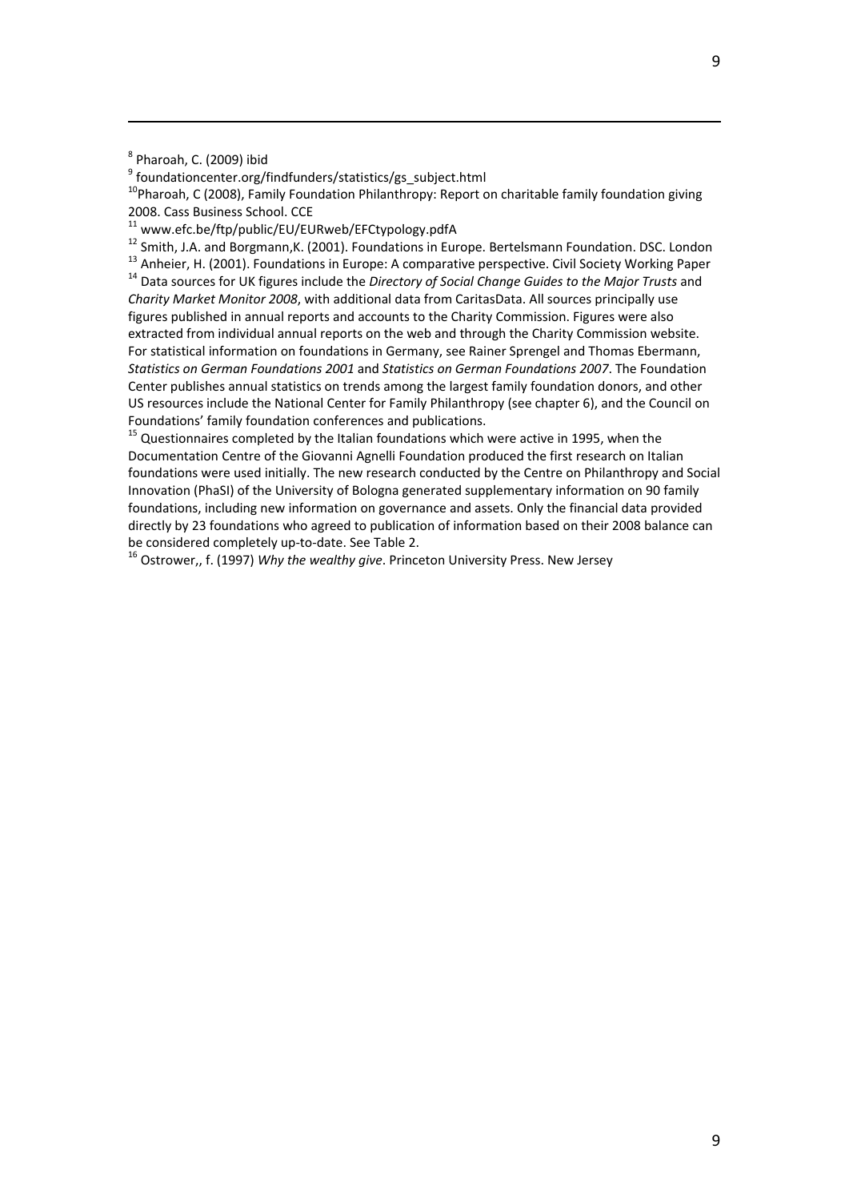[8] Pharoah, C. (2009) ibid

[9] foundationcenter.org/findfunders/statistics/gs_subject.html

[10] Pharoah, C (2008), Family Foundation Philanthropy: Report on charitable family foundation giving 2008. Cass Business School. CCE

[11] www.efc.be/ftp/public/EU/EURweb/EFCtypology.pdfA

[12] Smith, J.A. and Borgmann,K. (2001). Foundations in Europe. Bertelsmann Foundation. DSC. London

[13] Anheier, H. (2001). Foundations in Europe: A comparative perspective. Civil Society Working Paper

[14] Data sources for UK figures include the *Directory of Social Change Guides to the Major Trusts* and *Charity Market Monitor 2008*, with additional data from CaritasData. All sources principally use figures published in annual reports and accounts to the Charity Commission. Figures were also extracted from individual annual reports on the web and through the Charity Commission website. For statistical information on foundations in Germany, see Rainer Sprengel and Thomas Ebermann, *Statistics on German Foundations 2001* and *Statistics on German Foundations 2007*. The Foundation Center publishes annual statistics on trends among the largest family foundation donors, and other US resources include the National Center for Family Philanthropy (see chapter 6), and the Council on Foundations' family foundation conferences and publications.

[15] Questionnaires completed by the Italian foundations which were active in 1995, when the Documentation Centre of the Giovanni Agnelli Foundation produced the first research on Italian foundations were used initially. The new research conducted by the Centre on Philanthropy and Social Innovation (PhaSI) of the University of Bologna generated supplementary information on 90 family foundations, including new information on governance and assets. Only the financial data provided directly by 23 foundations who agreed to publication of information based on their 2008 balance can be considered completely up-to-date. See Table 2.

[16] Ostrower,, f. (1997) *Why the wealthy give*. Princeton University Press. New Jersey